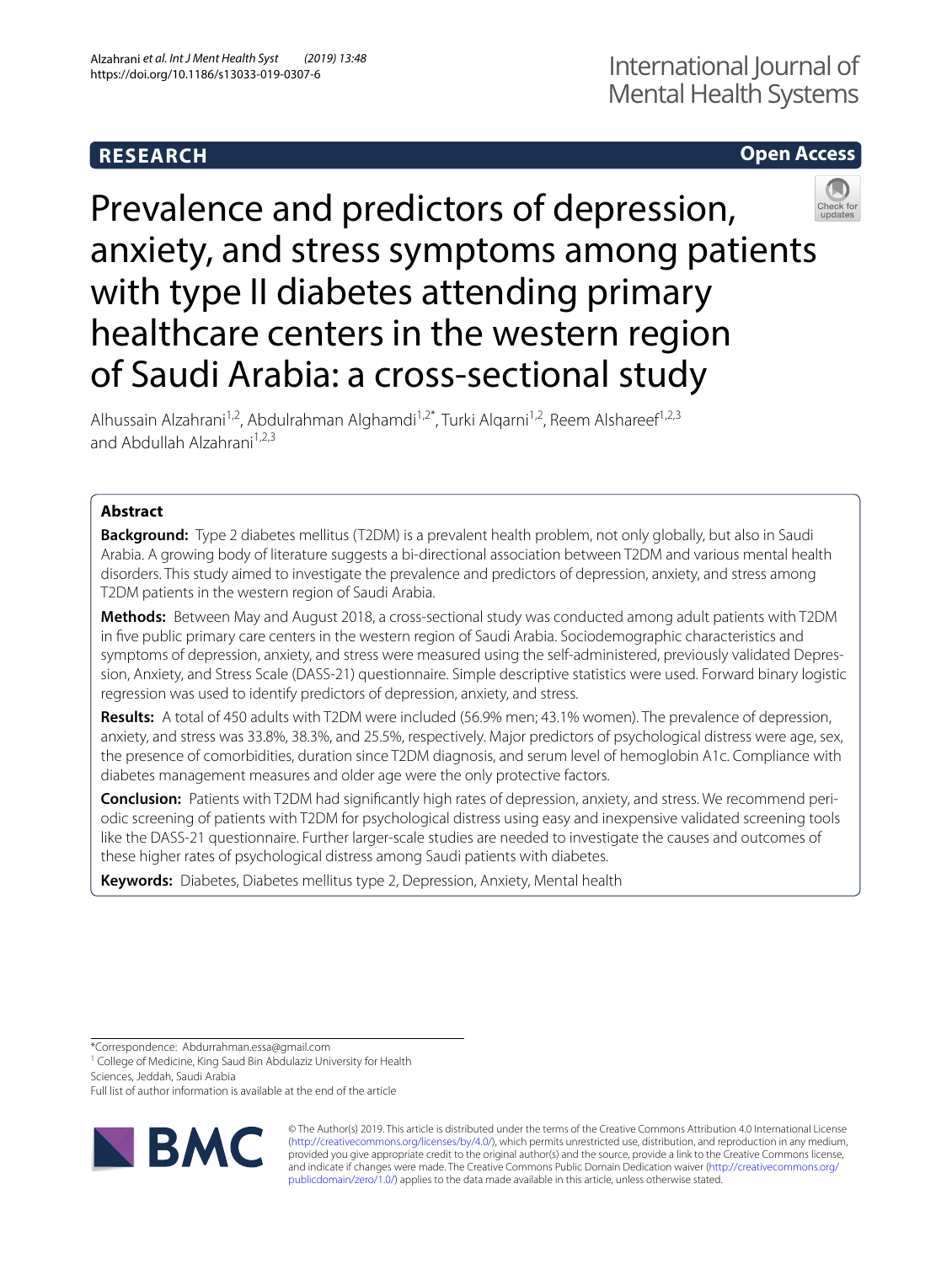RESEARCH

Open Access

# Prevalence and predictors of depression, anxiety, and stress symptoms among patients with type II diabetes attending primary healthcare centers in the western region of Saudi Arabia: a cross-sectional study

Alhussain Alzahrani[1,2], Abdulrahman Alghamdi[1,2*], Turki Alqarni[1,2], Reem Alshareef[1,2,3] and Abdullah Alzahrani[1,2,3]

## Abstract

**Background:** Type 2 diabetes mellitus (T2DM) is a prevalent health problem, not only globally, but also in Saudi Arabia. A growing body of literature suggests a bi-directional association between T2DM and various mental health disorders. This study aimed to investigate the prevalence and predictors of depression, anxiety, and stress among T2DM patients in the western region of Saudi Arabia.

**Methods:** Between May and August 2018, a cross-sectional study was conducted among adult patients with T2DM in five public primary care centers in the western region of Saudi Arabia. Sociodemographic characteristics and symptoms of depression, anxiety, and stress were measured using the self-administered, previously validated Depression, Anxiety, and Stress Scale (DASS-21) questionnaire. Simple descriptive statistics were used. Forward binary logistic regression was used to identify predictors of depression, anxiety, and stress.

**Results:** A total of 450 adults with T2DM were included (56.9% men; 43.1% women). The prevalence of depression, anxiety, and stress was 33.8%, 38.3%, and 25.5%, respectively. Major predictors of psychological distress were age, sex, the presence of comorbidities, duration since T2DM diagnosis, and serum level of hemoglobin A1c. Compliance with diabetes management measures and older age were the only protective factors.

**Conclusion:** Patients with T2DM had significantly high rates of depression, anxiety, and stress. We recommend periodic screening of patients with T2DM for psychological distress using easy and inexpensive validated screening tools like the DASS-21 questionnaire. Further larger-scale studies are needed to investigate the causes and outcomes of these higher rates of psychological distress among Saudi patients with diabetes.

**Keywords:** Diabetes, Diabetes mellitus type 2, Depression, Anxiety, Mental health

*Correspondence: Abdurrahman.essa@gmail.com
[1] College of Medicine, King Saud Bin Abdulaziz University for Health Sciences, Jeddah, Saudi Arabia
Full list of author information is available at the end of the article

© The Author(s) 2019. This article is distributed under the terms of the Creative Commons Attribution 4.0 International License (http://creativecommons.org/licenses/by/4.0/), which permits unrestricted use, distribution, and reproduction in any medium, provided you give appropriate credit to the original author(s) and the source, provide a link to the Creative Commons license, and indicate if changes were made. The Creative Commons Public Domain Dedication waiver (http://creativecommons.org/publicdomain/zero/1.0/) applies to the data made available in this article, unless otherwise stated.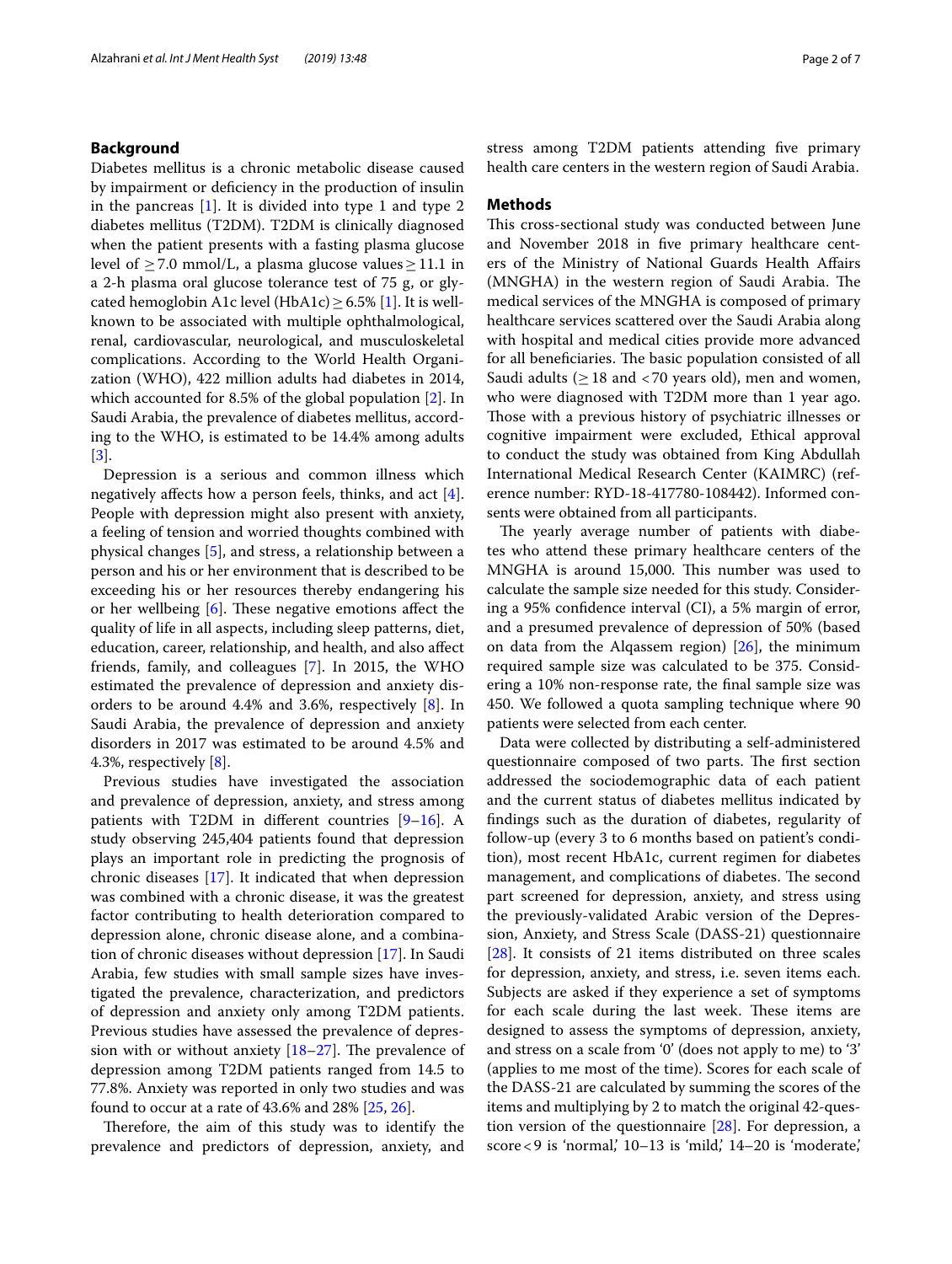## Background

Diabetes mellitus is a chronic metabolic disease caused by impairment or deficiency in the production of insulin in the pancreas [1]. It is divided into type 1 and type 2 diabetes mellitus (T2DM). T2DM is clinically diagnosed when the patient presents with a fasting plasma glucose level of ≥ 7.0 mmol/L, a plasma glucose values ≥ 11.1 in a 2-h plasma oral glucose tolerance test of 75 g, or glycated hemoglobin A1c level (HbA1c) ≥ 6.5% [1]. It is well-known to be associated with multiple ophthalmological, renal, cardiovascular, neurological, and musculoskeletal complications. According to the World Health Organization (WHO), 422 million adults had diabetes in 2014, which accounted for 8.5% of the global population [2]. In Saudi Arabia, the prevalence of diabetes mellitus, according to the WHO, is estimated to be 14.4% among adults [3].

Depression is a serious and common illness which negatively affects how a person feels, thinks, and act [4]. People with depression might also present with anxiety, a feeling of tension and worried thoughts combined with physical changes [5], and stress, a relationship between a person and his or her environment that is described to be exceeding his or her resources thereby endangering his or her wellbeing [6]. These negative emotions affect the quality of life in all aspects, including sleep patterns, diet, education, career, relationship, and health, and also affect friends, family, and colleagues [7]. In 2015, the WHO estimated the prevalence of depression and anxiety disorders to be around 4.4% and 3.6%, respectively [8]. In Saudi Arabia, the prevalence of depression and anxiety disorders in 2017 was estimated to be around 4.5% and 4.3%, respectively [8].

Previous studies have investigated the association and prevalence of depression, anxiety, and stress among patients with T2DM in different countries [9–16]. A study observing 245,404 patients found that depression plays an important role in predicting the prognosis of chronic diseases [17]. It indicated that when depression was combined with a chronic disease, it was the greatest factor contributing to health deterioration compared to depression alone, chronic disease alone, and a combination of chronic diseases without depression [17]. In Saudi Arabia, few studies with small sample sizes have investigated the prevalence, characterization, and predictors of depression and anxiety only among T2DM patients. Previous studies have assessed the prevalence of depression with or without anxiety [18–27]. The prevalence of depression among T2DM patients ranged from 14.5 to 77.8%. Anxiety was reported in only two studies and was found to occur at a rate of 43.6% and 28% [25, 26].

Therefore, the aim of this study was to identify the prevalence and predictors of depression, anxiety, and stress among T2DM patients attending five primary health care centers in the western region of Saudi Arabia.

## Methods

This cross-sectional study was conducted between June and November 2018 in five primary healthcare centers of the Ministry of National Guards Health Affairs (MNGHA) in the western region of Saudi Arabia. The medical services of the MNGHA is composed of primary healthcare services scattered over the Saudi Arabia along with hospital and medical cities provide more advanced for all beneficiaries. The basic population consisted of all Saudi adults (≥ 18 and < 70 years old), men and women, who were diagnosed with T2DM more than 1 year ago. Those with a previous history of psychiatric illnesses or cognitive impairment were excluded, Ethical approval to conduct the study was obtained from King Abdullah International Medical Research Center (KAIMRC) (reference number: RYD-18-417780-108442). Informed consents were obtained from all participants.

The yearly average number of patients with diabetes who attend these primary healthcare centers of the MNGHA is around 15,000. This number was used to calculate the sample size needed for this study. Considering a 95% confidence interval (CI), a 5% margin of error, and a presumed prevalence of depression of 50% (based on data from the Alqassem region) [26], the minimum required sample size was calculated to be 375. Considering a 10% non-response rate, the final sample size was 450. We followed a quota sampling technique where 90 patients were selected from each center.

Data were collected by distributing a self-administered questionnaire composed of two parts. The first section addressed the sociodemographic data of each patient and the current status of diabetes mellitus indicated by findings such as the duration of diabetes, regularity of follow-up (every 3 to 6 months based on patient's condition), most recent HbA1c, current regimen for diabetes management, and complications of diabetes. The second part screened for depression, anxiety, and stress using the previously-validated Arabic version of the Depression, Anxiety, and Stress Scale (DASS-21) questionnaire [28]. It consists of 21 items distributed on three scales for depression, anxiety, and stress, i.e. seven items each. Subjects are asked if they experience a set of symptoms for each scale during the last week. These items are designed to assess the symptoms of depression, anxiety, and stress on a scale from '0' (does not apply to me) to '3' (applies to me most of the time). Scores for each scale of the DASS-21 are calculated by summing the scores of the items and multiplying by 2 to match the original 42-question version of the questionnaire [28]. For depression, a score < 9 is 'normal,' 10–13 is 'mild,' 14–20 is 'moderate,'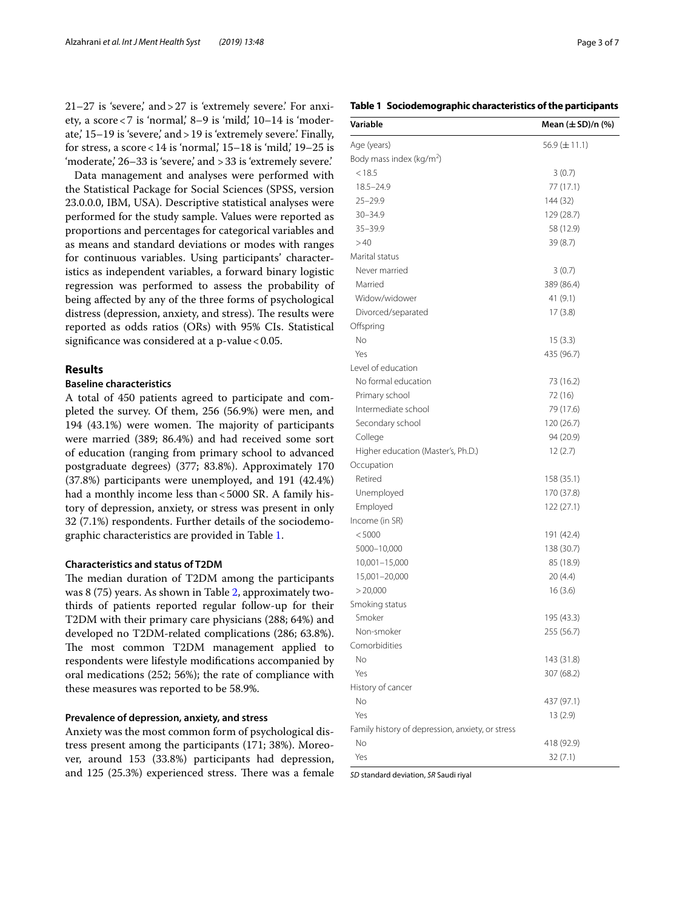21–27 is 'severe,' and > 27 is 'extremely severe.' For anxiety, a score < 7 is 'normal,' 8–9 is 'mild,' 10–14 is 'moderate,' 15–19 is 'severe,' and > 19 is 'extremely severe.' Finally, for stress, a score < 14 is 'normal,' 15–18 is 'mild,' 19–25 is 'moderate,' 26–33 is 'severe,' and > 33 is 'extremely severe.'

Data management and analyses were performed with the Statistical Package for Social Sciences (SPSS, version 23.0.0.0, IBM, USA). Descriptive statistical analyses were performed for the study sample. Values were reported as proportions and percentages for categorical variables and as means and standard deviations or modes with ranges for continuous variables. Using participants' characteristics as independent variables, a forward binary logistic regression was performed to assess the probability of being affected by any of the three forms of psychological distress (depression, anxiety, and stress). The results were reported as odds ratios (ORs) with 95% CIs. Statistical significance was considered at a p-value < 0.05.

## Results

### Baseline characteristics

A total of 450 patients agreed to participate and completed the survey. Of them, 256 (56.9%) were men, and 194 (43.1%) were women. The majority of participants were married (389; 86.4%) and had received some sort of education (ranging from primary school to advanced postgraduate degrees) (377; 83.8%). Approximately 170 (37.8%) participants were unemployed, and 191 (42.4%) had a monthly income less than < 5000 SR. A family history of depression, anxiety, or stress was present in only 32 (7.1%) respondents. Further details of the sociodemographic characteristics are provided in Table 1.

### Characteristics and status of T2DM

The median duration of T2DM among the participants was 8 (75) years. As shown in Table 2, approximately two-thirds of patients reported regular follow-up for their T2DM with their primary care physicians (288; 64%) and developed no T2DM-related complications (286; 63.8%). The most common T2DM management applied to respondents were lifestyle modifications accompanied by oral medications (252; 56%); the rate of compliance with these measures was reported to be 58.9%.

### Prevalence of depression, anxiety, and stress

Anxiety was the most common form of psychological distress present among the participants (171; 38%). Moreover, around 153 (33.8%) participants had depression, and 125 (25.3%) experienced stress. There was a female

**Table 1 Sociodemographic characteristics of the participants**

| Variable | Mean (± SD)/n (%) |
|---|---|
| Age (years) | 56.9 (± 11.1) |
| Body mass index (kg/m$^2$) | |
| < 18.5 | 3 (0.7) |
| 18.5–24.9 | 77 (17.1) |
| 25–29.9 | 144 (32) |
| 30–34.9 | 129 (28.7) |
| 35–39.9 | 58 (12.9) |
| > 40 | 39 (8.7) |
| Marital status | |
| Never married | 3 (0.7) |
| Married | 389 (86.4) |
| Widow/widower | 41 (9.1) |
| Divorced/separated | 17 (3.8) |
| Offspring | |
| No | 15 (3.3) |
| Yes | 435 (96.7) |
| Level of education | |
| No formal education | 73 (16.2) |
| Primary school | 72 (16) |
| Intermediate school | 79 (17.6) |
| Secondary school | 120 (26.7) |
| College | 94 (20.9) |
| Higher education (Master's, Ph.D.) | 12 (2.7) |
| Occupation | |
| Retired | 158 (35.1) |
| Unemployed | 170 (37.8) |
| Employed | 122 (27.1) |
| Income (in SR) | |
| < 5000 | 191 (42.4) |
| 5000–10,000 | 138 (30.7) |
| 10,001–15,000 | 85 (18.9) |
| 15,001–20,000 | 20 (4.4) |
| > 20,000 | 16 (3.6) |
| Smoking status | |
| Smoker | 195 (43.3) |
| Non-smoker | 255 (56.7) |
| Comorbidities | |
| No | 143 (31.8) |
| Yes | 307 (68.2) |
| History of cancer | |
| No | 437 (97.1) |
| Yes | 13 (2.9) |
| Family history of depression, anxiety, or stress | |
| No | 418 (92.9) |
| Yes | 32 (7.1) |

*SD* standard deviation, *SR* Saudi riyal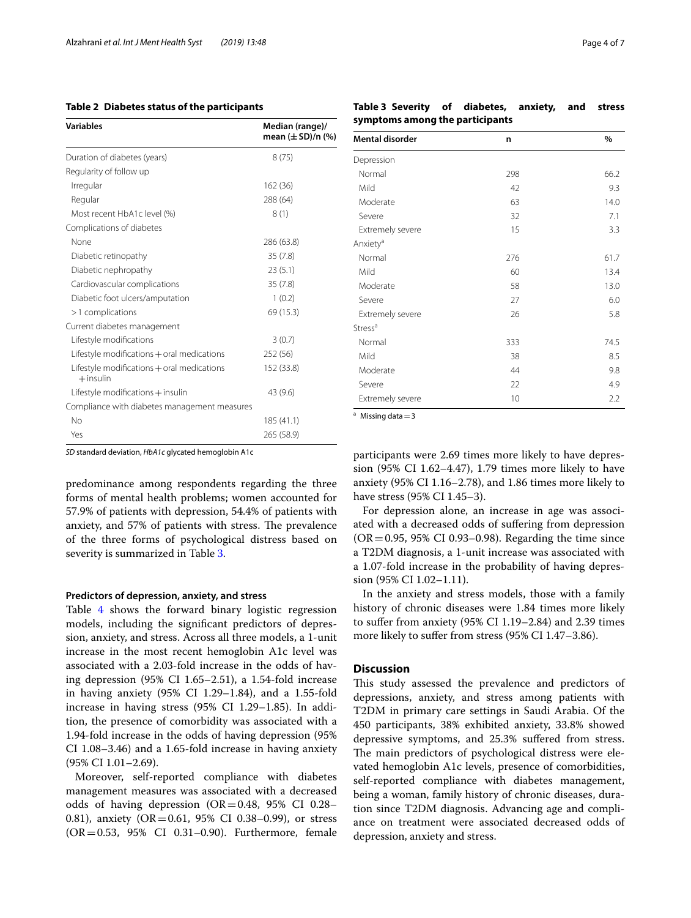**Table 2 Diabetes status of the participants**

| Variables | Median (range)/ mean (± SD)/n (%) |
|---|---|
| Duration of diabetes (years) | 8 (75) |
| Regularity of follow up | |
| Irregular | 162 (36) |
| Regular | 288 (64) |
| Most recent HbA1c level (%) | 8 (1) |
| Complications of diabetes | |
| None | 286 (63.8) |
| Diabetic retinopathy | 35 (7.8) |
| Diabetic nephropathy | 23 (5.1) |
| Cardiovascular complications | 35 (7.8) |
| Diabetic foot ulcers/amputation | 1 (0.2) |
| > 1 complications | 69 (15.3) |
| Current diabetes management | |
| Lifestyle modifications | 3 (0.7) |
| Lifestyle modifications + oral medications | 252 (56) |
| Lifestyle modifications + oral medications + insulin | 152 (33.8) |
| Lifestyle modifications + insulin | 43 (9.6) |
| Compliance with diabetes management measures | |
| No | 185 (41.1) |
| Yes | 265 (58.9) |

*SD* standard deviation, *HbA1c* glycated hemoglobin A1c

predominance among respondents regarding the three forms of mental health problems; women accounted for 57.9% of patients with depression, 54.4% of patients with anxiety, and 57% of patients with stress. The prevalence of the three forms of psychological distress based on severity is summarized in Table 3.

**Table 3 Severity of diabetes, anxiety, and stress symptoms among the participants**

| Mental disorder | n | % |
|---|---|---|
| Depression | | |
| Normal | 298 | 66.2 |
| Mild | 42 | 9.3 |
| Moderate | 63 | 14.0 |
| Severe | 32 | 7.1 |
| Extremely severe | 15 | 3.3 |
| Anxiety[a] | | |
| Normal | 276 | 61.7 |
| Mild | 60 | 13.4 |
| Moderate | 58 | 13.0 |
| Severe | 27 | 6.0 |
| Extremely severe | 26 | 5.8 |
| Stress[a] | | |
| Normal | 333 | 74.5 |
| Mild | 38 | 8.5 |
| Moderate | 44 | 9.8 |
| Severe | 22 | 4.9 |
| Extremely severe | 10 | 2.2 |

[a] Missing data = 3

### Predictors of depression, anxiety, and stress

Table 4 shows the forward binary logistic regression models, including the significant predictors of depression, anxiety, and stress. Across all three models, a 1-unit increase in the most recent hemoglobin A1c level was associated with a 2.03-fold increase in the odds of having depression (95% CI 1.65–2.51), a 1.54-fold increase in having anxiety (95% CI 1.29–1.84), and a 1.55-fold increase in having stress (95% CI 1.29–1.85). In addition, the presence of comorbidity was associated with a 1.94-fold increase in the odds of having depression (95% CI 1.08–3.46) and a 1.65-fold increase in having anxiety (95% CI 1.01–2.69).

Moreover, self-reported compliance with diabetes management measures was associated with a decreased odds of having depression (OR = 0.48, 95% CI 0.28–0.81), anxiety (OR = 0.61, 95% CI 0.38–0.99), or stress (OR = 0.53, 95% CI 0.31–0.90). Furthermore, female participants were 2.69 times more likely to have depression (95% CI 1.62–4.47), 1.79 times more likely to have anxiety (95% CI 1.16–2.78), and 1.86 times more likely to have stress (95% CI 1.45–3).

For depression alone, an increase in age was associated with a decreased odds of suffering from depression (OR = 0.95, 95% CI 0.93–0.98). Regarding the time since a T2DM diagnosis, a 1-unit increase was associated with a 1.07-fold increase in the probability of having depression (95% CI 1.02–1.11).

In the anxiety and stress models, those with a family history of chronic diseases were 1.84 times more likely to suffer from anxiety (95% CI 1.19–2.84) and 2.39 times more likely to suffer from stress (95% CI 1.47–3.86).

## Discussion

This study assessed the prevalence and predictors of depressions, anxiety, and stress among patients with T2DM in primary care settings in Saudi Arabia. Of the 450 participants, 38% exhibited anxiety, 33.8% showed depressive symptoms, and 25.3% suffered from stress. The main predictors of psychological distress were elevated hemoglobin A1c levels, presence of comorbidities, self-reported compliance with diabetes management, being a woman, family history of chronic diseases, duration since T2DM diagnosis. Advancing age and compliance on treatment were associated decreased odds of depression, anxiety and stress.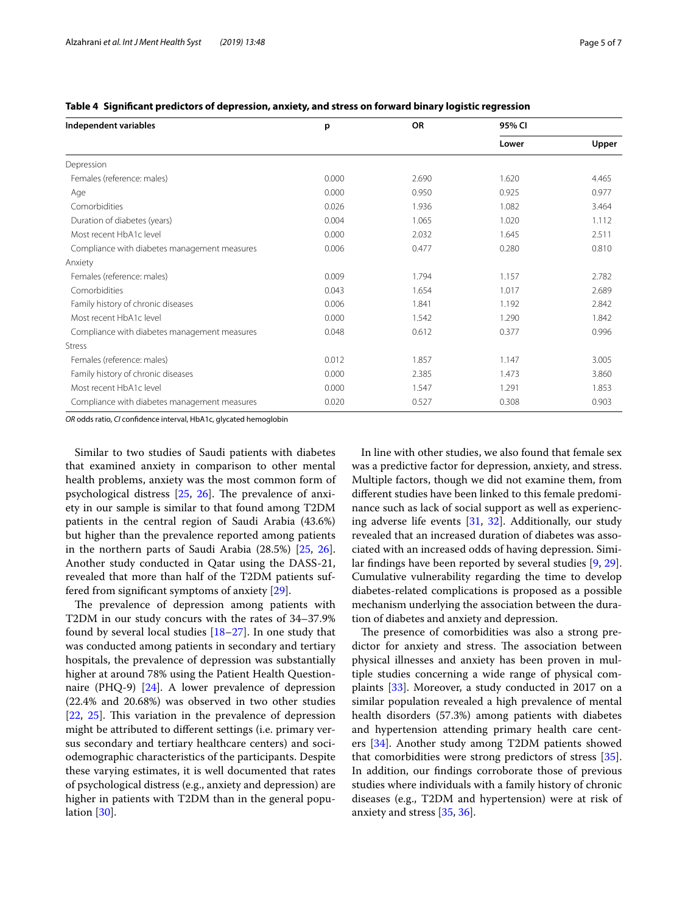**Table 4 Significant predictors of depression, anxiety, and stress on forward binary logistic regression**

| Independent variables | p | OR | 95% CI | |
|---|---|---|---|---|
| | | | Lower | Upper |
| Depression | | | | |
| Females (reference: males) | 0.000 | 2.690 | 1.620 | 4.465 |
| Age | 0.000 | 0.950 | 0.925 | 0.977 |
| Comorbidities | 0.026 | 1.936 | 1.082 | 3.464 |
| Duration of diabetes (years) | 0.004 | 1.065 | 1.020 | 1.112 |
| Most recent HbA1c level | 0.000 | 2.032 | 1.645 | 2.511 |
| Compliance with diabetes management measures | 0.006 | 0.477 | 0.280 | 0.810 |
| Anxiety | | | | |
| Females (reference: males) | 0.009 | 1.794 | 1.157 | 2.782 |
| Comorbidities | 0.043 | 1.654 | 1.017 | 2.689 |
| Family history of chronic diseases | 0.006 | 1.841 | 1.192 | 2.842 |
| Most recent HbA1c level | 0.000 | 1.542 | 1.290 | 1.842 |
| Compliance with diabetes management measures | 0.048 | 0.612 | 0.377 | 0.996 |
| Stress | | | | |
| Females (reference: males) | 0.012 | 1.857 | 1.147 | 3.005 |
| Family history of chronic diseases | 0.000 | 2.385 | 1.473 | 3.860 |
| Most recent HbA1c level | 0.000 | 1.547 | 1.291 | 1.853 |
| Compliance with diabetes management measures | 0.020 | 0.527 | 0.308 | 0.903 |

*OR* odds ratio, *CI* confidence interval, HbA1c, glycated hemoglobin

Similar to two studies of Saudi patients with diabetes that examined anxiety in comparison to other mental health problems, anxiety was the most common form of psychological distress [25, 26]. The prevalence of anxiety in our sample is similar to that found among T2DM patients in the central region of Saudi Arabia (43.6%) but higher than the prevalence reported among patients in the northern parts of Saudi Arabia (28.5%) [25, 26]. Another study conducted in Qatar using the DASS-21, revealed that more than half of the T2DM patients suffered from significant symptoms of anxiety [29].

The prevalence of depression among patients with T2DM in our study concurs with the rates of 34–37.9% found by several local studies [18–27]. In one study that was conducted among patients in secondary and tertiary hospitals, the prevalence of depression was substantially higher at around 78% using the Patient Health Questionnaire (PHQ-9) [24]. A lower prevalence of depression (22.4% and 20.68%) was observed in two other studies [22, 25]. This variation in the prevalence of depression might be attributed to different settings (i.e. primary versus secondary and tertiary healthcare centers) and sociodemographic characteristics of the participants. Despite these varying estimates, it is well documented that rates of psychological distress (e.g., anxiety and depression) are higher in patients with T2DM than in the general population [30].

In line with other studies, we also found that female sex was a predictive factor for depression, anxiety, and stress. Multiple factors, though we did not examine them, from different studies have been linked to this female predominance such as lack of social support as well as experiencing adverse life events [31, 32]. Additionally, our study revealed that an increased duration of diabetes was associated with an increased odds of having depression. Similar findings have been reported by several studies [9, 29]. Cumulative vulnerability regarding the time to develop diabetes-related complications is proposed as a possible mechanism underlying the association between the duration of diabetes and anxiety and depression.

The presence of comorbidities was also a strong predictor for anxiety and stress. The association between physical illnesses and anxiety has been proven in multiple studies concerning a wide range of physical complaints [33]. Moreover, a study conducted in 2017 on a similar population revealed a high prevalence of mental health disorders (57.3%) among patients with diabetes and hypertension attending primary health care centers [34]. Another study among T2DM patients showed that comorbidities were strong predictors of stress [35]. In addition, our findings corroborate those of previous studies where individuals with a family history of chronic diseases (e.g., T2DM and hypertension) were at risk of anxiety and stress [35, 36].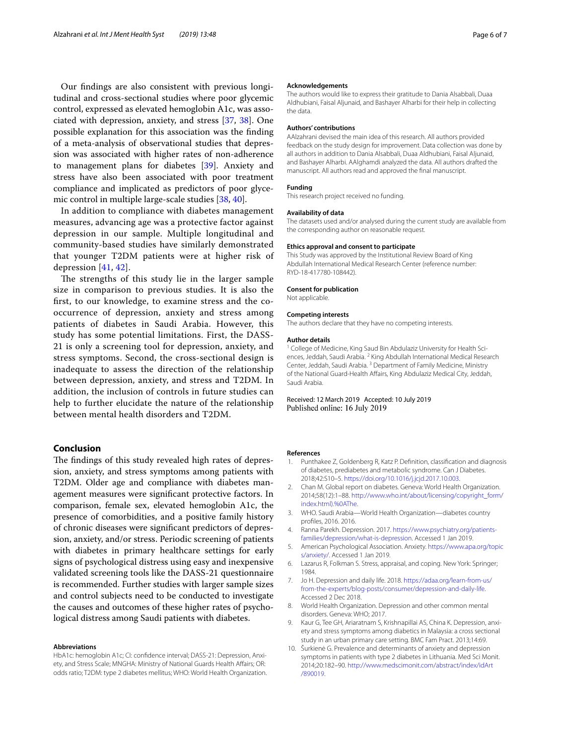Our findings are also consistent with previous longitudinal and cross-sectional studies where poor glycemic control, expressed as elevated hemoglobin A1c, was associated with depression, anxiety, and stress [37, 38]. One possible explanation for this association was the finding of a meta-analysis of observational studies that depression was associated with higher rates of non-adherence to management plans for diabetes [39]. Anxiety and stress have also been associated with poor treatment compliance and implicated as predictors of poor glycemic control in multiple large-scale studies [38, 40].

In addition to compliance with diabetes management measures, advancing age was a protective factor against depression in our sample. Multiple longitudinal and community-based studies have similarly demonstrated that younger T2DM patients were at higher risk of depression [41, 42].

The strengths of this study lie in the larger sample size in comparison to previous studies. It is also the first, to our knowledge, to examine stress and the co-occurrence of depression, anxiety and stress among patients of diabetes in Saudi Arabia. However, this study has some potential limitations. First, the DASS-21 is only a screening tool for depression, anxiety, and stress symptoms. Second, the cross-sectional design is inadequate to assess the direction of the relationship between depression, anxiety, and stress and T2DM. In addition, the inclusion of controls in future studies can help to further elucidate the nature of the relationship between mental health disorders and T2DM.

## Conclusion

The findings of this study revealed high rates of depression, anxiety, and stress symptoms among patients with T2DM. Older age and compliance with diabetes management measures were significant protective factors. In comparison, female sex, elevated hemoglobin A1c, the presence of comorbidities, and a positive family history of chronic diseases were significant predictors of depression, anxiety, and/or stress. Periodic screening of patients with diabetes in primary healthcare settings for early signs of psychological distress using easy and inexpensive validated screening tools like the DASS-21 questionnaire is recommended. Further studies with larger sample sizes and control subjects need to be conducted to investigate the causes and outcomes of these higher rates of psychological distress among Saudi patients with diabetes.

#### Abbreviations
HbA1c: hemoglobin A1c; CI: confidence interval; DASS-21: Depression, Anxiety, and Stress Scale; MNGHA: Ministry of National Guards Health Affairs; OR: odds ratio; T2DM: type 2 diabetes mellitus; WHO: World Health Organization.

#### Acknowledgements
The authors would like to express their gratitude to Dania Alsabbali, Duaa Aldhubiani, Faisal Aljunaid, and Bashayer Alharbi for their help in collecting the data.

#### Authors' contributions
AAlzahrani devised the main idea of this research. All authors provided feedback on the study design for improvement. Data collection was done by all authors in addition to Dania Alsabbali, Duaa Aldhubiani, Faisal Aljunaid, and Bashayer Alharbi. AAlghamdi analyzed the data. All authors drafted the manuscript. All authors read and approved the final manuscript.

#### Funding
This research project received no funding.

#### Availability of data
The datasets used and/or analysed during the current study are available from the corresponding author on reasonable request.

#### Ethics approval and consent to participate
This Study was approved by the Institutional Review Board of King Abdullah International Medical Research Center (reference number: RYD-18-417780-108442).

#### Consent for publication
Not applicable.

#### Competing interests
The authors declare that they have no competing interests.

#### Author details
[1] College of Medicine, King Saud Bin Abdulaziz University for Health Sciences, Jeddah, Saudi Arabia. [2] King Abdullah International Medical Research Center, Jeddah, Saudi Arabia. [3] Department of Family Medicine, Ministry of the National Guard-Health Affairs, King Abdulaziz Medical City, Jeddah, Saudi Arabia.

Received: 12 March 2019 Accepted: 10 July 2019
Published online: 16 July 2019

#### References
1. Punthakee Z, Goldenberg R, Katz P. Definition, classification and diagnosis of diabetes, prediabetes and metabolic syndrome. Can J Diabetes. 2018;42:S10–5. https://doi.org/10.1016/j.jcjd.2017.10.003.
2. Chan M. Global report on diabetes. Geneva: World Health Organization. 2014;58(12):1–88. http://www.who.int/about/licensing/copyright_form/index.html).%0AThe.
3. WHO. Saudi Arabia—World Health Organization—diabetes country profiles, 2016. 2016.
4. Ranna Parekh. Depression. 2017. https://www.psychiatry.org/patients-families/depression/what-is-depression. Accessed 1 Jan 2019.
5. American Psychological Association. Anxiety. https://www.apa.org/topics/anxiety/. Accessed 1 Jan 2019.
6. Lazarus R, Folkman S. Stress, appraisal, and coping. New York: Springer; 1984.
7. Jo H. Depression and daily life. 2018. https://adaa.org/learn-from-us/from-the-experts/blog-posts/consumer/depression-and-daily-life. Accessed 2 Dec 2018.
8. World Health Organization. Depression and other common mental disorders. Geneva: WHO; 2017.
9. Kaur G, Tee GH, Ariaratnam S, Krishnapillai AS, China K. Depression, anxiety and stress symptoms among diabetics in Malaysia: a cross sectional study in an urban primary care setting. BMC Fam Pract. 2013;14:69.
10. Šurkienė G. Prevalence and determinants of anxiety and depression symptoms in patients with type 2 diabetes in Lithuania. Med Sci Monit. 2014;20:182–90. http://www.medscimonit.com/abstract/index/idArt/890019.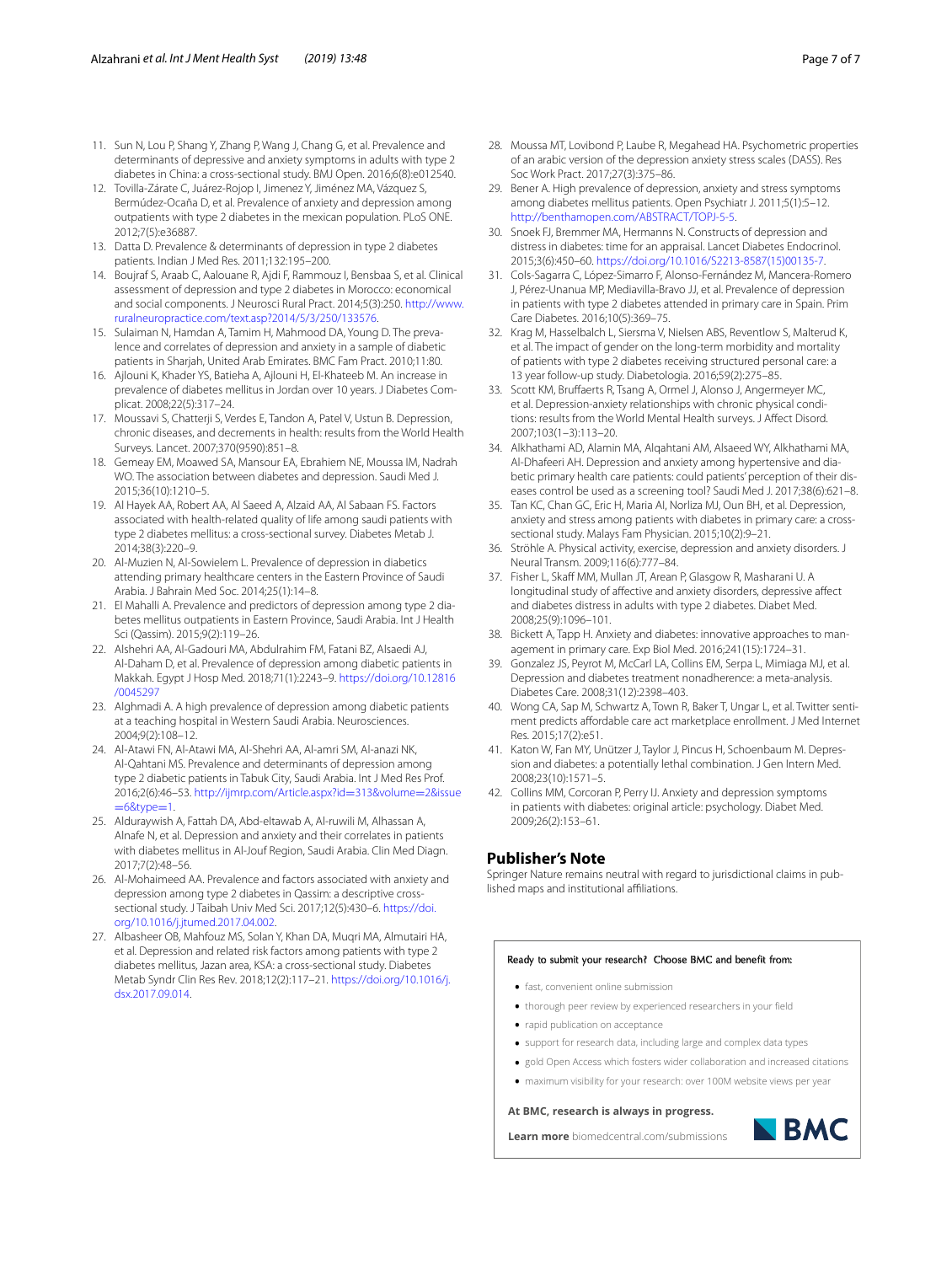11. Sun N, Lou P, Shang Y, Zhang P, Wang J, Chang G, et al. Prevalence and determinants of depressive and anxiety symptoms in adults with type 2 diabetes in China: a cross-sectional study. BMJ Open. 2016;6(8):e012540.
12. Tovilla-Zárate C, Juárez-Rojop I, Jimenez Y, Jiménez MA, Vázquez S, Bermúdez-Ocaña D, et al. Prevalence of anxiety and depression among outpatients with type 2 diabetes in the mexican population. PLoS ONE. 2012;7(5):e36887.
13. Datta D. Prevalence & determinants of depression in type 2 diabetes patients. Indian J Med Res. 2011;132:195–200.
14. Boujraf S, Araab C, Aalouane R, Ajdi F, Rammouz I, Bensbaa S, et al. Clinical assessment of depression and type 2 diabetes in Morocco: economical and social components. J Neurosci Rural Pract. 2014;5(3):250. http://www.ruralneuropractice.com/text.asp?2014/5/3/250/133576.
15. Sulaiman N, Hamdan A, Tamim H, Mahmood DA, Young D. The prevalence and correlates of depression and anxiety in a sample of diabetic patients in Sharjah, United Arab Emirates. BMC Fam Pract. 2010;11:80.
16. Ajlouni K, Khader YS, Batieha A, Ajlouni H, El-Khateeb M. An increase in prevalence of diabetes mellitus in Jordan over 10 years. J Diabetes Complicat. 2008;22(5):317–24.
17. Moussavi S, Chatterji S, Verdes E, Tandon A, Patel V, Ustun B. Depression, chronic diseases, and decrements in health: results from the World Health Surveys. Lancet. 2007;370(9590):851–8.
18. Gemeay EM, Moawed SA, Mansour EA, Ebrahiem NE, Moussa IM, Nadrah WO. The association between diabetes and depression. Saudi Med J. 2015;36(10):1210–5.
19. Al Hayek AA, Robert AA, Al Saeed A, Alzaid AA, Al Sabaan FS. Factors associated with health-related quality of life among saudi patients with type 2 diabetes mellitus: a cross-sectional survey. Diabetes Metab J. 2014;38(3):220–9.
20. Al-Muzien N, Al-Sowielem L. Prevalence of depression in diabetics attending primary healthcare centers in the Eastern Province of Saudi Arabia. J Bahrain Med Soc. 2014;25(1):14–8.
21. El Mahalli A. Prevalence and predictors of depression among type 2 diabetes mellitus outpatients in Eastern Province, Saudi Arabia. Int J Health Sci (Qassim). 2015;9(2):119–26.
22. Alshehri AA, Al-Gadouri MA, Abdulrahim FM, Fatani BZ, Alsaedi AJ, Al-Daham D, et al. Prevalence of depression among diabetic patients in Makkah. Egypt J Hosp Med. 2018;71(1):2243–9. https://doi.org/10.12816/0045297
23. Alghmadi A. A high prevalence of depression among diabetic patients at a teaching hospital in Western Saudi Arabia. Neurosciences. 2004;9(2):108–12.
24. Al-Atawi FN, Al-Atawi MA, Al-Shehri AA, Al-amri SM, Al-anazi NK, Al-Qahtani MS. Prevalence and determinants of depression among type 2 diabetic patients in Tabuk City, Saudi Arabia. Int J Med Res Prof. 2016;2(6):46–53. http://ijmrp.com/Article.aspx?id=313&volume=2&issue=6&type=1.
25. Alduraywish A, Fattah DA, Abd-eltawab A, Al-ruwili M, Alhassan A, Alnafe N, et al. Depression and anxiety and their correlates in patients with diabetes mellitus in Al-Jouf Region, Saudi Arabia. Clin Med Diagn. 2017;7(2):48–56.
26. Al-Mohaimeed AA. Prevalence and factors associated with anxiety and depression among type 2 diabetes in Qassim: a descriptive cross-sectional study. J Taibah Univ Med Sci. 2017;12(5):430–6. https://doi.org/10.1016/j.jtumed.2017.04.002.
27. Albasheer OB, Mahfouz MS, Solan Y, Khan DA, Muqri MA, Almutairi HA, et al. Depression and related risk factors among patients with type 2 diabetes mellitus, Jazan area, KSA: a cross-sectional study. Diabetes Metab Syndr Clin Res Rev. 2018;12(2):117–21. https://doi.org/10.1016/j.dsx.2017.09.014.
28. Moussa MT, Lovibond P, Laube R, Megahead HA. Psychometric properties of an arabic version of the depression anxiety stress scales (DASS). Res Soc Work Pract. 2017;27(3):375–86.
29. Bener A. High prevalence of depression, anxiety and stress symptoms among diabetes mellitus patients. Open Psychiatr J. 2011;5(1):5–12. http://benthamopen.com/ABSTRACT/TOPJ-5-5.
30. Snoek FJ, Bremmer MA, Hermanns N. Constructs of depression and distress in diabetes: time for an appraisal. Lancet Diabetes Endocrinol. 2015;3(6):450–60. https://doi.org/10.1016/S2213-8587(15)00135-7.
31. Cols-Sagarra C, López-Simarro F, Alonso-Fernández M, Mancera-Romero J, Pérez-Unanua MP, Mediavilla-Bravo JJ, et al. Prevalence of depression in patients with type 2 diabetes attended in primary care in Spain. Prim Care Diabetes. 2016;10(5):369–75.
32. Krag M, Hasselbalch L, Siersma V, Nielsen ABS, Reventlow S, Malterud K, et al. The impact of gender on the long-term morbidity and mortality of patients with type 2 diabetes receiving structured personal care: a 13 year follow-up study. Diabetologia. 2016;59(2):275–85.
33. Scott KM, Bruffaerts R, Tsang A, Ormel J, Alonso J, Angermeyer MC, et al. Depression-anxiety relationships with chronic physical conditions: results from the World Mental Health surveys. J Affect Disord. 2007;103(1–3):113–20.
34. Alkhathami AD, Alamin MA, Alqahtani AM, Alsaeed WY, Alkhathami MA, Al-Dhafeeri AH. Depression and anxiety among hypertensive and diabetic primary health care patients: could patients' perception of their diseases control be used as a screening tool? Saudi Med J. 2017;38(6):621–8.
35. Tan KC, Chan GC, Eric H, Maria AI, Norliza MJ, Oun BH, et al. Depression, anxiety and stress among patients with diabetes in primary care: a cross-sectional study. Malays Fam Physician. 2015;10(2):9–21.
36. Ströhle A. Physical activity, exercise, depression and anxiety disorders. J Neural Transm. 2009;116(6):777–84.
37. Fisher L, Skaff MM, Mullan JT, Arean P, Glasgow R, Masharani U. A longitudinal study of affective and anxiety disorders, depressive affect and diabetes distress in adults with type 2 diabetes. Diabet Med. 2008;25(9):1096–101.
38. Bickett A, Tapp H. Anxiety and diabetes: innovative approaches to management in primary care. Exp Biol Med. 2016;241(15):1724–31.
39. Gonzalez JS, Peyrot M, McCarl LA, Collins EM, Serpa L, Mimiaga MJ, et al. Depression and diabetes treatment nonadherence: a meta-analysis. Diabetes Care. 2008;31(12):2398–403.
40. Wong CA, Sap M, Schwartz A, Town R, Baker T, Ungar L, et al. Twitter sentiment predicts affordable care act marketplace enrollment. J Med Internet Res. 2015;17(2):e51.
41. Katon W, Fan MY, Unützer J, Taylor J, Pincus H, Schoenbaum M. Depression and diabetes: a potentially lethal combination. J Gen Intern Med. 2008;23(10):1571–5.
42. Collins MM, Corcoran P, Perry IJ. Anxiety and depression symptoms in patients with diabetes: original article: psychology. Diabet Med. 2009;26(2):153–61.

## Publisher's Note

Springer Nature remains neutral with regard to jurisdictional claims in published maps and institutional affiliations.

Ready to submit your research? Choose BMC and benefit from:

- fast, convenient online submission
- thorough peer review by experienced researchers in your field
- rapid publication on acceptance
- support for research data, including large and complex data types
- gold Open Access which fosters wider collaboration and increased citations
- maximum visibility for your research: over 100M website views per year

**At BMC, research is always in progress.**

**Learn more** biomedcentral.com/submissions

BMC